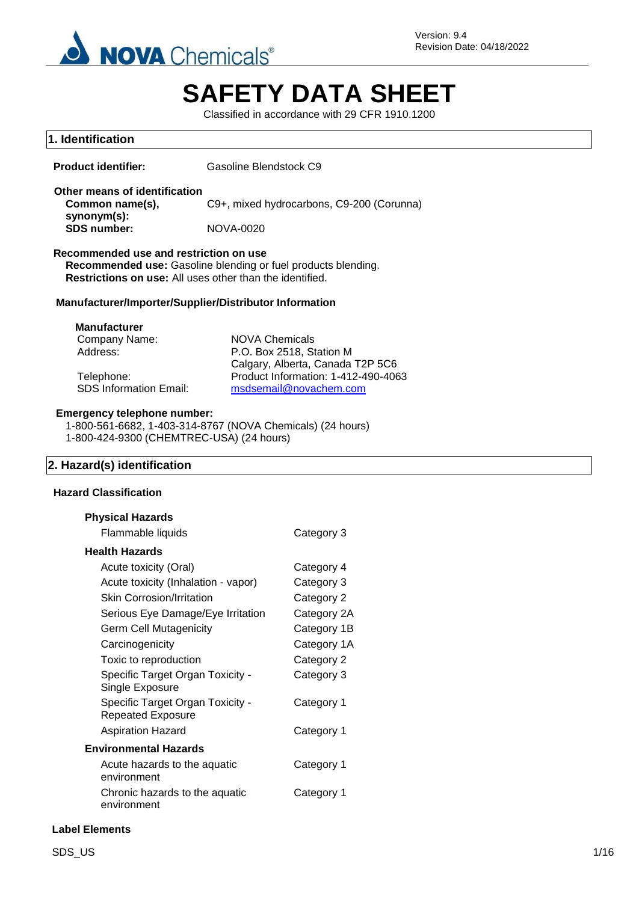Version: 9.4
Revision Date: 04/18/2022

# SAFETY DATA SHEET

Classified in accordance with 29 CFR 1910.1200

## 1. Identification

**Product identifier:** Gasoline Blendstock C9

**Other means of identification**

**Common name(s), synonym(s):** C9+, mixed hydrocarbons, C9-200 (Corunna)

**SDS number:** NOVA-0020

**Recommended use and restriction on use**

**Recommended use:** Gasoline blending or fuel products blending.

**Restrictions on use:** All uses other than the identified.

**Manufacturer/Importer/Supplier/Distributor Information**

**Manufacturer**

| | |
|---|---|
| Company Name: | NOVA Chemicals |
| Address: | P.O. Box 2518, Station M<br>Calgary, Alberta, Canada T2P 5C6 |
| Telephone: | Product Information: 1-412-490-4063 |
| SDS Information Email: | msdsemail@novachem.com |

**Emergency telephone number:**

1-800-561-6682, 1-403-314-8767 (NOVA Chemicals) (24 hours)
1-800-424-9300 (CHEMTREC-USA) (24 hours)

## 2. Hazard(s) identification

**Hazard Classification**

| | |
|---|---|
| **Physical Hazards** | |
| Flammable liquids | Category 3 |
| **Health Hazards** | |
| Acute toxicity (Oral) | Category 4 |
| Acute toxicity (Inhalation - vapor) | Category 3 |
| Skin Corrosion/Irritation | Category 2 |
| Serious Eye Damage/Eye Irritation | Category 2A |
| Germ Cell Mutagenicity | Category 1B |
| Carcinogenicity | Category 1A |
| Toxic to reproduction | Category 2 |
| Specific Target Organ Toxicity - Single Exposure | Category 3 |
| Specific Target Organ Toxicity - Repeated Exposure | Category 1 |
| Aspiration Hazard | Category 1 |
| **Environmental Hazards** | |
| Acute hazards to the aquatic environment | Category 1 |
| Chronic hazards to the aquatic environment | Category 1 |

**Label Elements**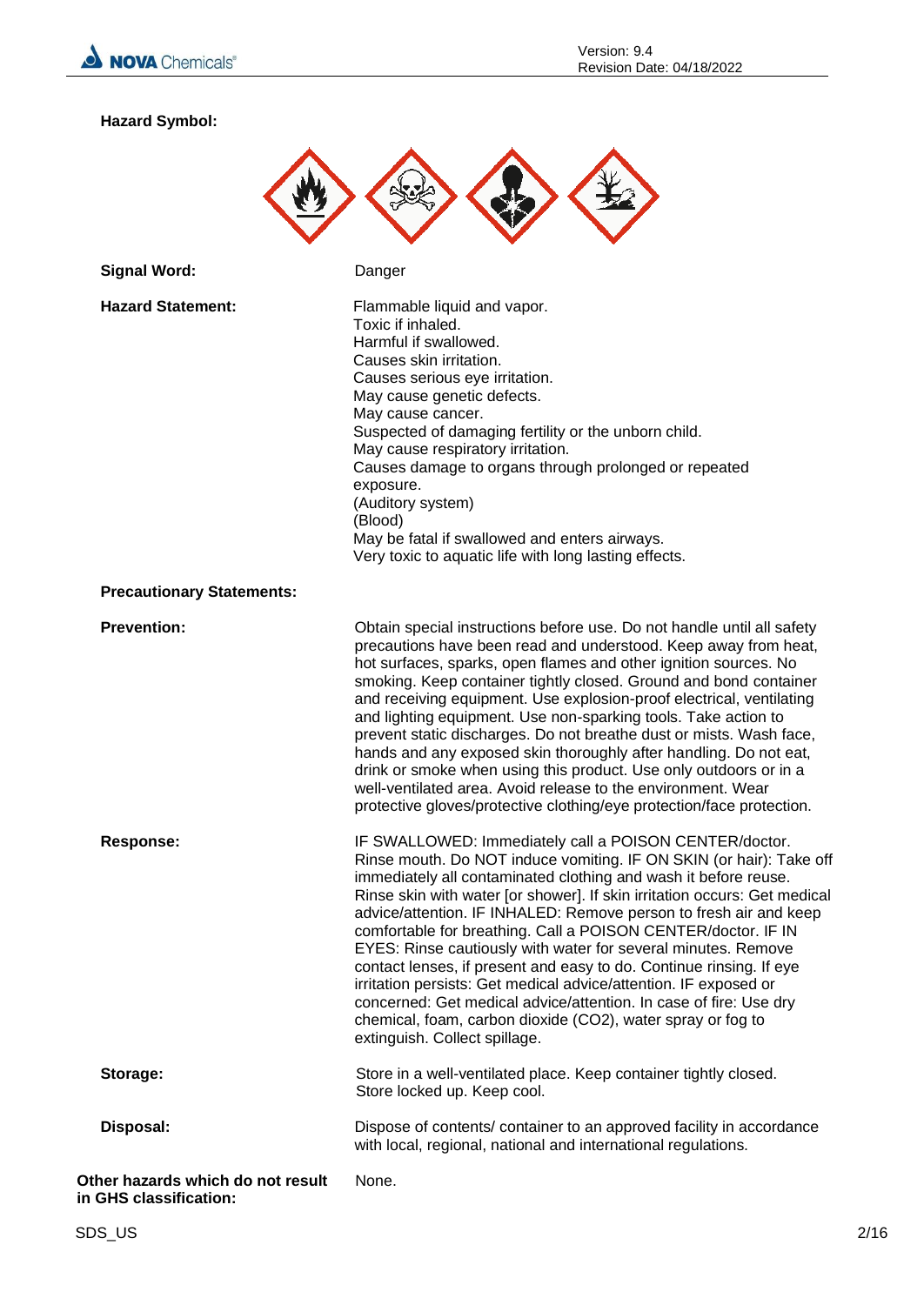**Hazard Symbol:**

**Signal Word:** Danger

**Hazard Statement:**

Flammable liquid and vapor.
Toxic if inhaled.
Harmful if swallowed.
Causes skin irritation.
Causes serious eye irritation.
May cause genetic defects.
May cause cancer.
Suspected of damaging fertility or the unborn child.
May cause respiratory irritation.
Causes damage to organs through prolonged or repeated exposure.
(Auditory system)
(Blood)
May be fatal if swallowed and enters airways.
Very toxic to aquatic life with long lasting effects.

**Precautionary Statements:**

**Prevention:** Obtain special instructions before use. Do not handle until all safety precautions have been read and understood. Keep away from heat, hot surfaces, sparks, open flames and other ignition sources. No smoking. Keep container tightly closed. Ground and bond container and receiving equipment. Use explosion-proof electrical, ventilating and lighting equipment. Use non-sparking tools. Take action to prevent static discharges. Do not breathe dust or mists. Wash face, hands and any exposed skin thoroughly after handling. Do not eat, drink or smoke when using this product. Use only outdoors or in a well-ventilated area. Avoid release to the environment. Wear protective gloves/protective clothing/eye protection/face protection.

**Response:** IF SWALLOWED: Immediately call a POISON CENTER/doctor. Rinse mouth. Do NOT induce vomiting. IF ON SKIN (or hair): Take off immediately all contaminated clothing and wash it before reuse. Rinse skin with water [or shower]. If skin irritation occurs: Get medical advice/attention. IF INHALED: Remove person to fresh air and keep comfortable for breathing. Call a POISON CENTER/doctor. IF IN EYES: Rinse cautiously with water for several minutes. Remove contact lenses, if present and easy to do. Continue rinsing. If eye irritation persists: Get medical advice/attention. IF exposed or concerned: Get medical advice/attention. In case of fire: Use dry chemical, foam, carbon dioxide ($CO_2$), water spray or fog to extinguish. Collect spillage.

**Storage:** Store in a well-ventilated place. Keep container tightly closed. Store locked up. Keep cool.

**Disposal:** Dispose of contents/ container to an approved facility in accordance with local, regional, national and international regulations.

**Other hazards which do not result in GHS classification:** None.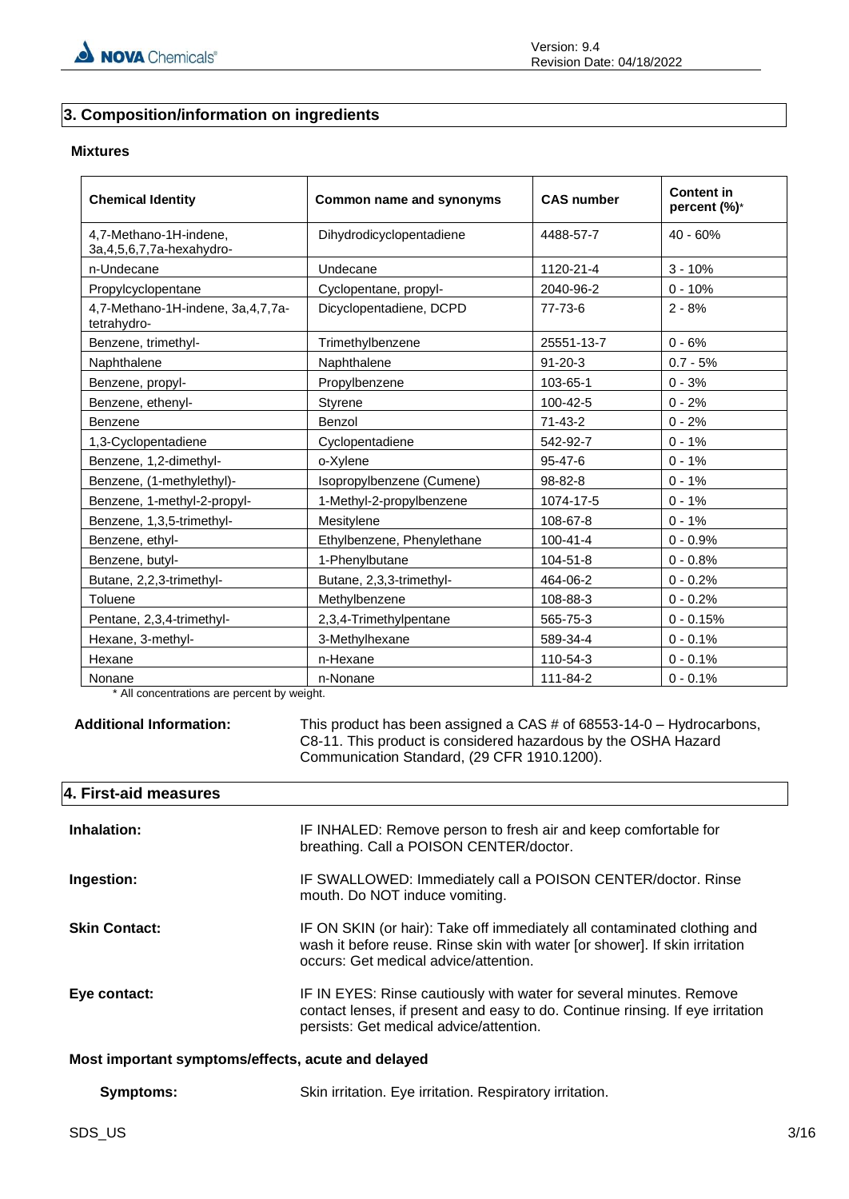## 3. Composition/information on ingredients

### Mixtures

| Chemical Identity | Common name and synonyms | CAS number | Content in percent (%)* |
|---|---|---|---|
| 4,7-Methano-1H-indene, 3a,4,5,6,7,7a-hexahydro- | Dihydrodicyclopentadiene | 4488-57-7 | 40 - 60% |
| n-Undecane | Undecane | 1120-21-4 | 3 - 10% |
| Propylcyclopentane | Cyclopentane, propyl- | 2040-96-2 | 0 - 10% |
| 4,7-Methano-1H-indene, 3a,4,7,7a-tetrahydro- | Dicyclopentadiene, DCPD | 77-73-6 | 2 - 8% |
| Benzene, trimethyl- | Trimethylbenzene | 25551-13-7 | 0 - 6% |
| Naphthalene | Naphthalene | 91-20-3 | 0.7 - 5% |
| Benzene, propyl- | Propylbenzene | 103-65-1 | 0 - 3% |
| Benzene, ethenyl- | Styrene | 100-42-5 | 0 - 2% |
| Benzene | Benzol | 71-43-2 | 0 - 2% |
| 1,3-Cyclopentadiene | Cyclopentadiene | 542-92-7 | 0 - 1% |
| Benzene, 1,2-dimethyl- | o-Xylene | 95-47-6 | 0 - 1% |
| Benzene, (1-methylethyl)- | Isopropylbenzene (Cumene) | 98-82-8 | 0 - 1% |
| Benzene, 1-methyl-2-propyl- | 1-Methyl-2-propylbenzene | 1074-17-5 | 0 - 1% |
| Benzene, 1,3,5-trimethyl- | Mesitylene | 108-67-8 | 0 - 1% |
| Benzene, ethyl- | Ethylbenzene, Phenylethane | 100-41-4 | 0 - 0.9% |
| Benzene, butyl- | 1-Phenylbutane | 104-51-8 | 0 - 0.8% |
| Butane, 2,2,3-trimethyl- | Butane, 2,3,3-trimethyl- | 464-06-2 | 0 - 0.2% |
| Toluene | Methylbenzene | 108-88-3 | 0 - 0.2% |
| Pentane, 2,3,4-trimethyl- | 2,3,4-Trimethylpentane | 565-75-3 | 0 - 0.15% |
| Hexane, 3-methyl- | 3-Methylhexane | 589-34-4 | 0 - 0.1% |
| Hexane | n-Hexane | 110-54-3 | 0 - 0.1% |
| Nonane | n-Nonane | 111-84-2 | 0 - 0.1% |

* All concentrations are percent by weight.

**Additional Information:** This product has been assigned a CAS # of 68553-14-0 – Hydrocarbons, C8-11. This product is considered hazardous by the OSHA Hazard Communication Standard, (29 CFR 1910.1200).

## 4. First-aid measures

**Inhalation:** IF INHALED: Remove person to fresh air and keep comfortable for breathing. Call a POISON CENTER/doctor.

**Ingestion:** IF SWALLOWED: Immediately call a POISON CENTER/doctor. Rinse mouth. Do NOT induce vomiting.

**Skin Contact:** IF ON SKIN (or hair): Take off immediately all contaminated clothing and wash it before reuse. Rinse skin with water [or shower]. If skin irritation occurs: Get medical advice/attention.

**Eye contact:** IF IN EYES: Rinse cautiously with water for several minutes. Remove contact lenses, if present and easy to do. Continue rinsing. If eye irritation persists: Get medical advice/attention.

### Most important symptoms/effects, acute and delayed

**Symptoms:** Skin irritation. Eye irritation. Respiratory irritation.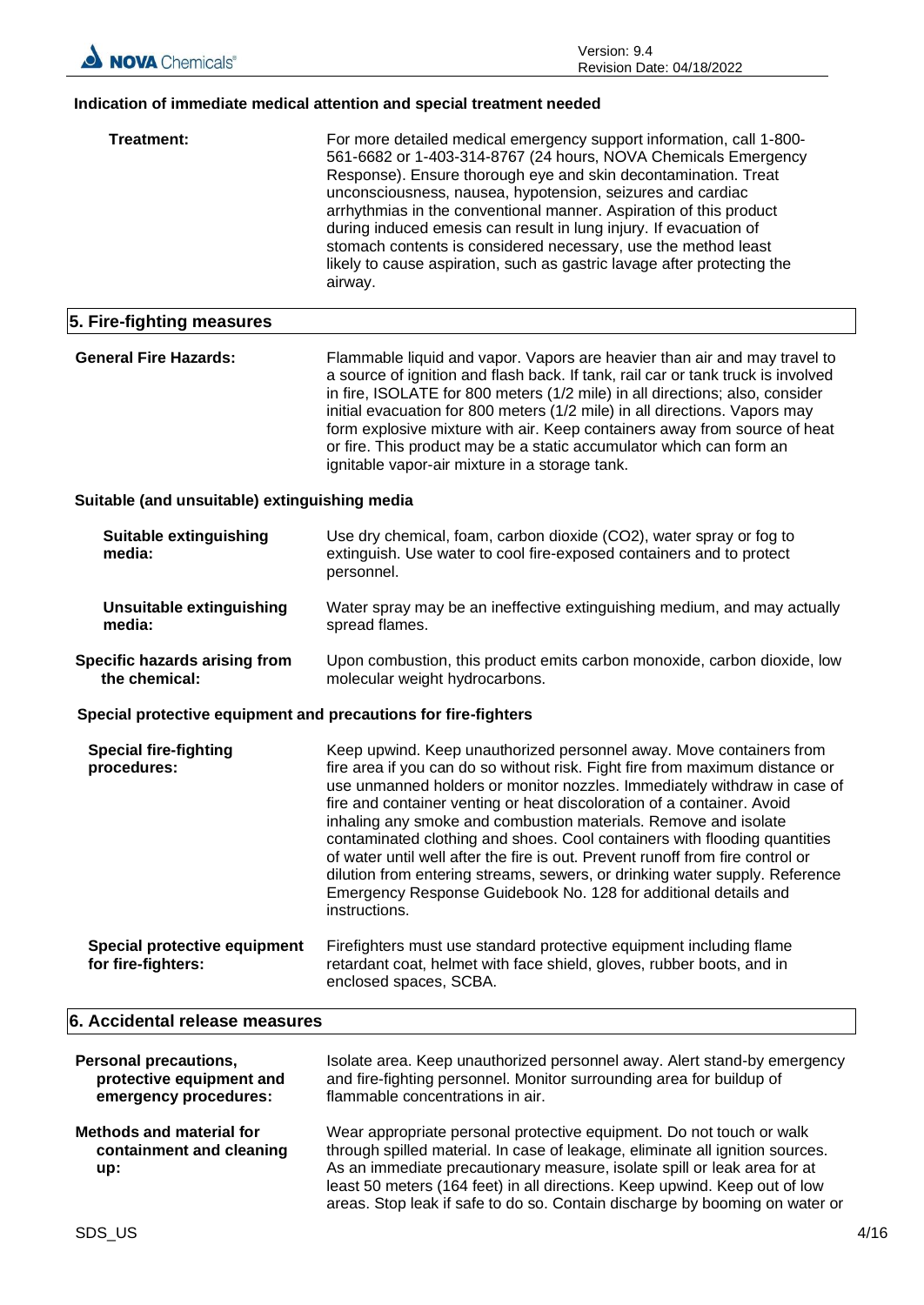### Indication of immediate medical attention and special treatment needed

**Treatment:** For more detailed medical emergency support information, call 1-800-561-6682 or 1-403-314-8767 (24 hours, NOVA Chemicals Emergency Response). Ensure thorough eye and skin decontamination. Treat unconsciousness, nausea, hypotension, seizures and cardiac arrhythmias in the conventional manner. Aspiration of this product during induced emesis can result in lung injury. If evacuation of stomach contents is considered necessary, use the method least likely to cause aspiration, such as gastric lavage after protecting the airway.

## 5. Fire-fighting measures

**General Fire Hazards:** Flammable liquid and vapor. Vapors are heavier than air and may travel to a source of ignition and flash back. If tank, rail car or tank truck is involved in fire, ISOLATE for 800 meters (1/2 mile) in all directions; also, consider initial evacuation for 800 meters (1/2 mile) in all directions. Vapors may form explosive mixture with air. Keep containers away from source of heat or fire. This product may be a static accumulator which can form an ignitable vapor-air mixture in a storage tank.

### Suitable (and unsuitable) extinguishing media

**Suitable extinguishing media:** Use dry chemical, foam, carbon dioxide ($CO_2$), water spray or fog to extinguish. Use water to cool fire-exposed containers and to protect personnel.

**Unsuitable extinguishing media:** Water spray may be an ineffective extinguishing medium, and may actually spread flames.

**Specific hazards arising from the chemical:** Upon combustion, this product emits carbon monoxide, carbon dioxide, low molecular weight hydrocarbons.

### Special protective equipment and precautions for fire-fighters

**Special fire-fighting procedures:** Keep upwind. Keep unauthorized personnel away. Move containers from fire area if you can do so without risk. Fight fire from maximum distance or use unmanned holders or monitor nozzles. Immediately withdraw in case of fire and container venting or heat discoloration of a container. Avoid inhaling any smoke and combustion materials. Remove and isolate contaminated clothing and shoes. Cool containers with flooding quantities of water until well after the fire is out. Prevent runoff from fire control or dilution from entering streams, sewers, or drinking water supply. Reference Emergency Response Guidebook No. 128 for additional details and instructions.

**Special protective equipment for fire-fighters:** Firefighters must use standard protective equipment including flame retardant coat, helmet with face shield, gloves, rubber boots, and in enclosed spaces, SCBA.

## 6. Accidental release measures

**Personal precautions, protective equipment and emergency procedures:** Isolate area. Keep unauthorized personnel away. Alert stand-by emergency and fire-fighting personnel. Monitor surrounding area for buildup of flammable concentrations in air.

**Methods and material for containment and cleaning up:** Wear appropriate personal protective equipment. Do not touch or walk through spilled material. In case of leakage, eliminate all ignition sources. As an immediate precautionary measure, isolate spill or leak area for at least 50 meters (164 feet) in all directions. Keep upwind. Keep out of low areas. Stop leak if safe to do so. Contain discharge by booming on water or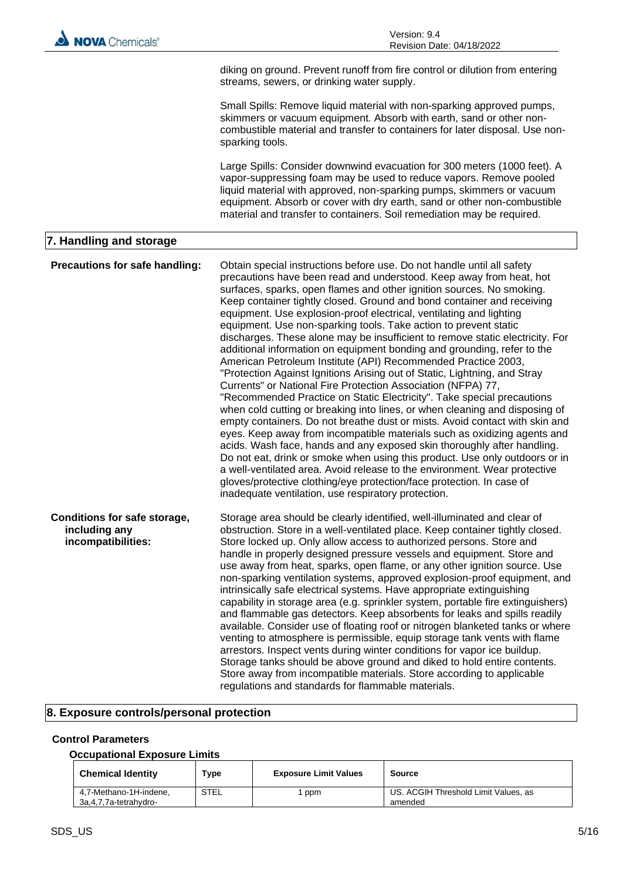diking on ground. Prevent runoff from fire control or dilution from entering streams, sewers, or drinking water supply.

Small Spills: Remove liquid material with non-sparking approved pumps, skimmers or vacuum equipment. Absorb with earth, sand or other non-combustible material and transfer to containers for later disposal. Use non-sparking tools.

Large Spills: Consider downwind evacuation for 300 meters (1000 feet). A vapor-suppressing foam may be used to reduce vapors. Remove pooled liquid material with approved, non-sparking pumps, skimmers or vacuum equipment. Absorb or cover with dry earth, sand or other non-combustible material and transfer to containers. Soil remediation may be required.

## 7. Handling and storage

**Precautions for safe handling:** Obtain special instructions before use. Do not handle until all safety precautions have been read and understood. Keep away from heat, hot surfaces, sparks, open flames and other ignition sources. No smoking. Keep container tightly closed. Ground and bond container and receiving equipment. Use explosion-proof electrical, ventilating and lighting equipment. Use non-sparking tools. Take action to prevent static discharges. These alone may be insufficient to remove static electricity. For additional information on equipment bonding and grounding, refer to the American Petroleum Institute (API) Recommended Practice 2003, "Protection Against Ignitions Arising out of Static, Lightning, and Stray Currents" or National Fire Protection Association (NFPA) 77, "Recommended Practice on Static Electricity". Take special precautions when cold cutting or breaking into lines, or when cleaning and disposing of empty containers. Do not breathe dust or mists. Avoid contact with skin and eyes. Keep away from incompatible materials such as oxidizing agents and acids. Wash face, hands and any exposed skin thoroughly after handling. Do not eat, drink or smoke when using this product. Use only outdoors or in a well-ventilated area. Avoid release to the environment. Wear protective gloves/protective clothing/eye protection/face protection. In case of inadequate ventilation, use respiratory protection.

**Conditions for safe storage, including any incompatibilities:** Storage area should be clearly identified, well-illuminated and clear of obstruction. Store in a well-ventilated place. Keep container tightly closed. Store locked up. Only allow access to authorized persons. Store and handle in properly designed pressure vessels and equipment. Store and use away from heat, sparks, open flame, or any other ignition source. Use non-sparking ventilation systems, approved explosion-proof equipment, and intrinsically safe electrical systems. Have appropriate extinguishing capability in storage area (e.g. sprinkler system, portable fire extinguishers) and flammable gas detectors. Keep absorbents for leaks and spills readily available. Consider use of floating roof or nitrogen blanketed tanks or where venting to atmosphere is permissible, equip storage tank vents with flame arrestors. Inspect vents during winter conditions for vapor ice buildup. Storage tanks should be above ground and diked to hold entire contents. Store away from incompatible materials. Store according to applicable regulations and standards for flammable materials.

## 8. Exposure controls/personal protection

### Control Parameters

#### Occupational Exposure Limits

| Chemical Identity | Type | Exposure Limit Values | Source |
|---|---|---|---|
| 4,7-Methano-1H-indene, 3a,4,7,7a-tetrahydro- | STEL | 1 ppm | US. ACGIH Threshold Limit Values, as amended |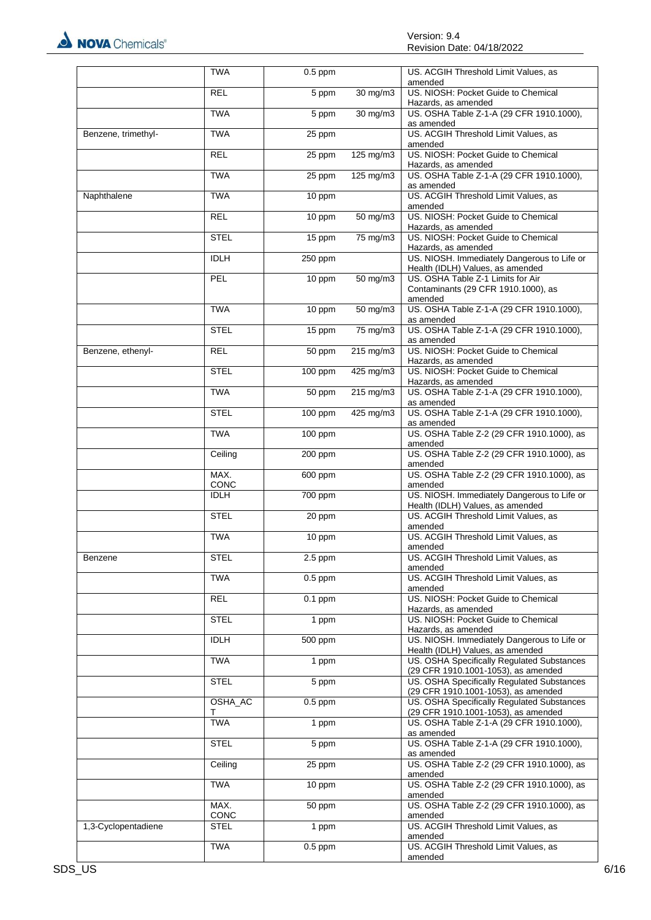| | TWA | 0.5 ppm | | US. ACGIH Threshold Limit Values, as amended |
|---|---|---|---|---|
| | REL | 5 ppm | 30 mg/m3 | US. NIOSH: Pocket Guide to Chemical Hazards, as amended |
| | TWA | 5 ppm | 30 mg/m3 | US. OSHA Table Z-1-A (29 CFR 1910.1000), as amended |
| Benzene, trimethyl- | TWA | 25 ppm | | US. ACGIH Threshold Limit Values, as amended |
| | REL | 25 ppm | 125 mg/m3 | US. NIOSH: Pocket Guide to Chemical Hazards, as amended |
| | TWA | 25 ppm | 125 mg/m3 | US. OSHA Table Z-1-A (29 CFR 1910.1000), as amended |
| Naphthalene | TWA | 10 ppm | | US. ACGIH Threshold Limit Values, as amended |
| | REL | 10 ppm | 50 mg/m3 | US. NIOSH: Pocket Guide to Chemical Hazards, as amended |
| | STEL | 15 ppm | 75 mg/m3 | US. NIOSH: Pocket Guide to Chemical Hazards, as amended |
| | IDLH | 250 ppm | | US. NIOSH. Immediately Dangerous to Life or Health (IDLH) Values, as amended |
| | PEL | 10 ppm | 50 mg/m3 | US. OSHA Table Z-1 Limits for Air Contaminants (29 CFR 1910.1000), as amended |
| | TWA | 10 ppm | 50 mg/m3 | US. OSHA Table Z-1-A (29 CFR 1910.1000), as amended |
| | STEL | 15 ppm | 75 mg/m3 | US. OSHA Table Z-1-A (29 CFR 1910.1000), as amended |
| Benzene, ethenyl- | REL | 50 ppm | 215 mg/m3 | US. NIOSH: Pocket Guide to Chemical Hazards, as amended |
| | STEL | 100 ppm | 425 mg/m3 | US. NIOSH: Pocket Guide to Chemical Hazards, as amended |
| | TWA | 50 ppm | 215 mg/m3 | US. OSHA Table Z-1-A (29 CFR 1910.1000), as amended |
| | STEL | 100 ppm | 425 mg/m3 | US. OSHA Table Z-1-A (29 CFR 1910.1000), as amended |
| | TWA | 100 ppm | | US. OSHA Table Z-2 (29 CFR 1910.1000), as amended |
| | Ceiling | 200 ppm | | US. OSHA Table Z-2 (29 CFR 1910.1000), as amended |
| | MAX. CONC | 600 ppm | | US. OSHA Table Z-2 (29 CFR 1910.1000), as amended |
| | IDLH | 700 ppm | | US. NIOSH. Immediately Dangerous to Life or Health (IDLH) Values, as amended |
| | STEL | 20 ppm | | US. ACGIH Threshold Limit Values, as amended |
| | TWA | 10 ppm | | US. ACGIH Threshold Limit Values, as amended |
| Benzene | STEL | 2.5 ppm | | US. ACGIH Threshold Limit Values, as amended |
| | TWA | 0.5 ppm | | US. ACGIH Threshold Limit Values, as amended |
| | REL | 0.1 ppm | | US. NIOSH: Pocket Guide to Chemical Hazards, as amended |
| | STEL | 1 ppm | | US. NIOSH: Pocket Guide to Chemical Hazards, as amended |
| | IDLH | 500 ppm | | US. NIOSH. Immediately Dangerous to Life or Health (IDLH) Values, as amended |
| | TWA | 1 ppm | | US. OSHA Specifically Regulated Substances (29 CFR 1910.1001-1053), as amended |
| | STEL | 5 ppm | | US. OSHA Specifically Regulated Substances (29 CFR 1910.1001-1053), as amended |
| | OSHA_ACT | 0.5 ppm | | US. OSHA Specifically Regulated Substances (29 CFR 1910.1001-1053), as amended |
| | TWA | 1 ppm | | US. OSHA Table Z-1-A (29 CFR 1910.1000), as amended |
| | STEL | 5 ppm | | US. OSHA Table Z-1-A (29 CFR 1910.1000), as amended |
| | Ceiling | 25 ppm | | US. OSHA Table Z-2 (29 CFR 1910.1000), as amended |
| | TWA | 10 ppm | | US. OSHA Table Z-2 (29 CFR 1910.1000), as amended |
| | MAX. CONC | 50 ppm | | US. OSHA Table Z-2 (29 CFR 1910.1000), as amended |
| 1,3-Cyclopentadiene | STEL | 1 ppm | | US. ACGIH Threshold Limit Values, as amended |
| | TWA | 0.5 ppm | | US. ACGIH Threshold Limit Values, as amended |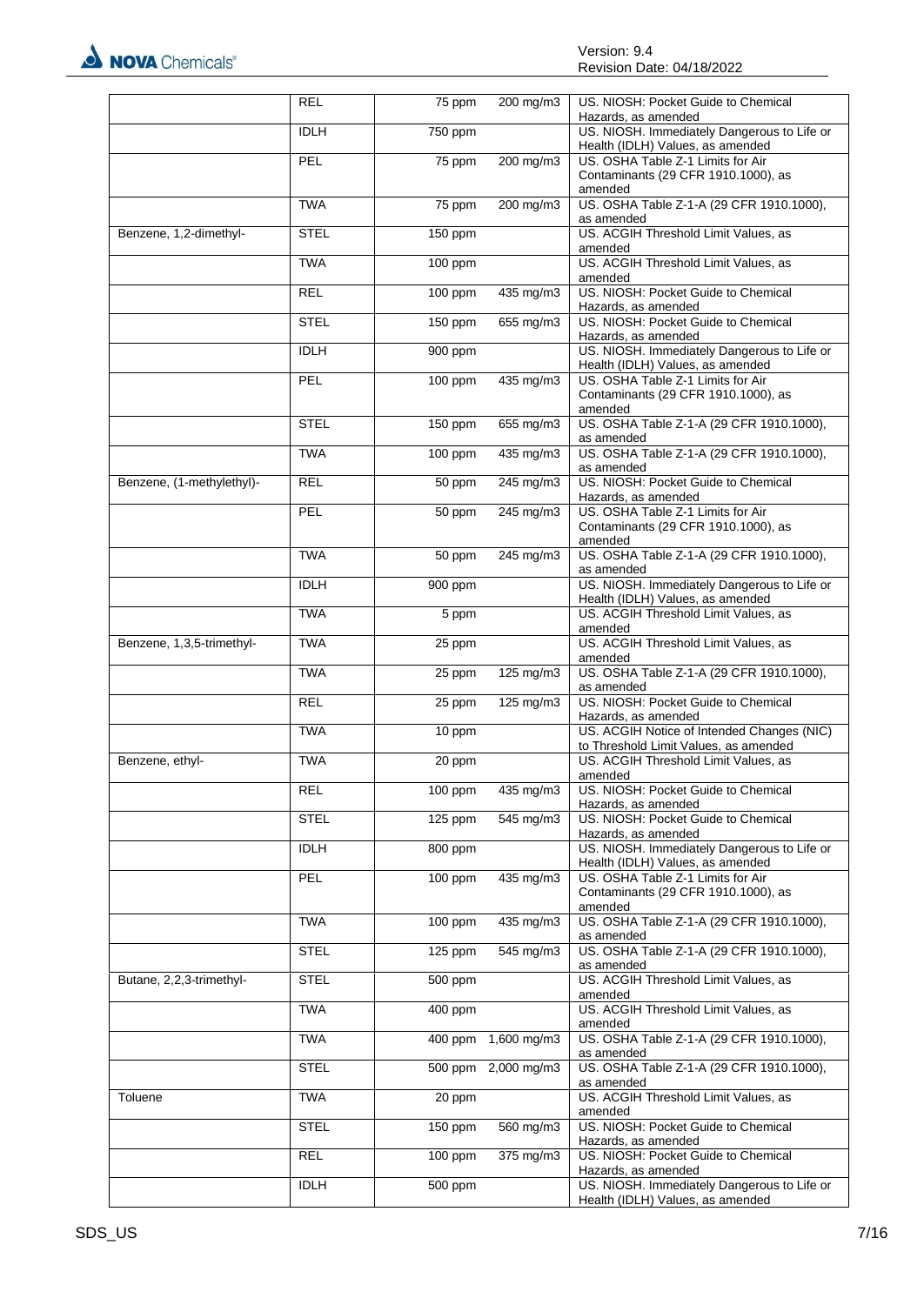| | | | | |
|---|---|---|---|---|
| | REL | 75 ppm | 200 mg/m3 | US. NIOSH: Pocket Guide to Chemical Hazards, as amended |
| | IDLH | 750 ppm | | US. NIOSH. Immediately Dangerous to Life or Health (IDLH) Values, as amended |
| | PEL | 75 ppm | 200 mg/m3 | US. OSHA Table Z-1 Limits for Air Contaminants (29 CFR 1910.1000), as amended |
| | TWA | 75 ppm | 200 mg/m3 | US. OSHA Table Z-1-A (29 CFR 1910.1000), as amended |
| Benzene, 1,2-dimethyl- | STEL | 150 ppm | | US. ACGIH Threshold Limit Values, as amended |
| | TWA | 100 ppm | | US. ACGIH Threshold Limit Values, as amended |
| | REL | 100 ppm | 435 mg/m3 | US. NIOSH: Pocket Guide to Chemical Hazards, as amended |
| | STEL | 150 ppm | 655 mg/m3 | US. NIOSH: Pocket Guide to Chemical Hazards, as amended |
| | IDLH | 900 ppm | | US. NIOSH. Immediately Dangerous to Life or Health (IDLH) Values, as amended |
| | PEL | 100 ppm | 435 mg/m3 | US. OSHA Table Z-1 Limits for Air Contaminants (29 CFR 1910.1000), as amended |
| | STEL | 150 ppm | 655 mg/m3 | US. OSHA Table Z-1-A (29 CFR 1910.1000), as amended |
| | TWA | 100 ppm | 435 mg/m3 | US. OSHA Table Z-1-A (29 CFR 1910.1000), as amended |
| Benzene, (1-methylethyl)- | REL | 50 ppm | 245 mg/m3 | US. NIOSH: Pocket Guide to Chemical Hazards, as amended |
| | PEL | 50 ppm | 245 mg/m3 | US. OSHA Table Z-1 Limits for Air Contaminants (29 CFR 1910.1000), as amended |
| | TWA | 50 ppm | 245 mg/m3 | US. OSHA Table Z-1-A (29 CFR 1910.1000), as amended |
| | IDLH | 900 ppm | | US. NIOSH. Immediately Dangerous to Life or Health (IDLH) Values, as amended |
| | TWA | 5 ppm | | US. ACGIH Threshold Limit Values, as amended |
| Benzene, 1,3,5-trimethyl- | TWA | 25 ppm | | US. ACGIH Threshold Limit Values, as amended |
| | TWA | 25 ppm | 125 mg/m3 | US. OSHA Table Z-1-A (29 CFR 1910.1000), as amended |
| | REL | 25 ppm | 125 mg/m3 | US. NIOSH: Pocket Guide to Chemical Hazards, as amended |
| | TWA | 10 ppm | | US. ACGIH Notice of Intended Changes (NIC) to Threshold Limit Values, as amended |
| Benzene, ethyl- | TWA | 20 ppm | | US. ACGIH Threshold Limit Values, as amended |
| | REL | 100 ppm | 435 mg/m3 | US. NIOSH: Pocket Guide to Chemical Hazards, as amended |
| | STEL | 125 ppm | 545 mg/m3 | US. NIOSH: Pocket Guide to Chemical Hazards, as amended |
| | IDLH | 800 ppm | | US. NIOSH. Immediately Dangerous to Life or Health (IDLH) Values, as amended |
| | PEL | 100 ppm | 435 mg/m3 | US. OSHA Table Z-1 Limits for Air Contaminants (29 CFR 1910.1000), as amended |
| | TWA | 100 ppm | 435 mg/m3 | US. OSHA Table Z-1-A (29 CFR 1910.1000), as amended |
| | STEL | 125 ppm | 545 mg/m3 | US. OSHA Table Z-1-A (29 CFR 1910.1000), as amended |
| Butane, 2,2,3-trimethyl- | STEL | 500 ppm | | US. ACGIH Threshold Limit Values, as amended |
| | TWA | 400 ppm | | US. ACGIH Threshold Limit Values, as amended |
| | TWA | 400 ppm | 1,600 mg/m3 | US. OSHA Table Z-1-A (29 CFR 1910.1000), as amended |
| | STEL | 500 ppm | 2,000 mg/m3 | US. OSHA Table Z-1-A (29 CFR 1910.1000), as amended |
| Toluene | TWA | 20 ppm | | US. ACGIH Threshold Limit Values, as amended |
| | STEL | 150 ppm | 560 mg/m3 | US. NIOSH: Pocket Guide to Chemical Hazards, as amended |
| | REL | 100 ppm | 375 mg/m3 | US. NIOSH: Pocket Guide to Chemical Hazards, as amended |
| | IDLH | 500 ppm | | US. NIOSH. Immediately Dangerous to Life or Health (IDLH) Values, as amended |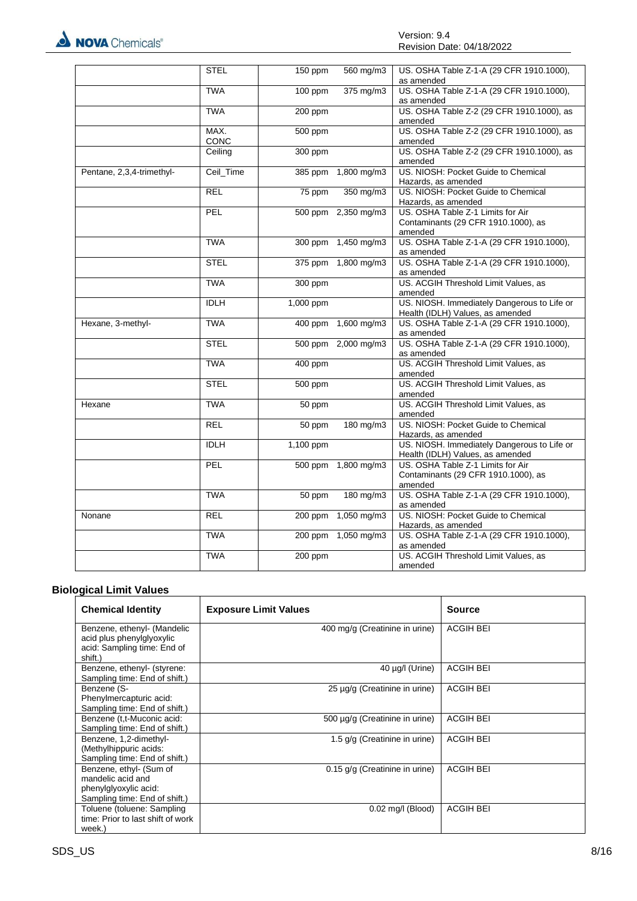| | | | | |
|---|---|---|---|---|
| | STEL | 150 ppm | 560 mg/m3 | US. OSHA Table Z-1-A (29 CFR 1910.1000), as amended |
| | TWA | 100 ppm | 375 mg/m3 | US. OSHA Table Z-1-A (29 CFR 1910.1000), as amended |
| | TWA | 200 ppm | | US. OSHA Table Z-2 (29 CFR 1910.1000), as amended |
| | MAX. CONC | 500 ppm | | US. OSHA Table Z-2 (29 CFR 1910.1000), as amended |
| | Ceiling | 300 ppm | | US. OSHA Table Z-2 (29 CFR 1910.1000), as amended |
| Pentane, 2,3,4-trimethyl- | Ceil_Time | 385 ppm | 1,800 mg/m3 | US. NIOSH: Pocket Guide to Chemical Hazards, as amended |
| | REL | 75 ppm | 350 mg/m3 | US. NIOSH: Pocket Guide to Chemical Hazards, as amended |
| | PEL | 500 ppm | 2,350 mg/m3 | US. OSHA Table Z-1 Limits for Air Contaminants (29 CFR 1910.1000), as amended |
| | TWA | 300 ppm | 1,450 mg/m3 | US. OSHA Table Z-1-A (29 CFR 1910.1000), as amended |
| | STEL | 375 ppm | 1,800 mg/m3 | US. OSHA Table Z-1-A (29 CFR 1910.1000), as amended |
| | TWA | 300 ppm | | US. ACGIH Threshold Limit Values, as amended |
| | IDLH | 1,000 ppm | | US. NIOSH. Immediately Dangerous to Life or Health (IDLH) Values, as amended |
| Hexane, 3-methyl- | TWA | 400 ppm | 1,600 mg/m3 | US. OSHA Table Z-1-A (29 CFR 1910.1000), as amended |
| | STEL | 500 ppm | 2,000 mg/m3 | US. OSHA Table Z-1-A (29 CFR 1910.1000), as amended |
| | TWA | 400 ppm | | US. ACGIH Threshold Limit Values, as amended |
| | STEL | 500 ppm | | US. ACGIH Threshold Limit Values, as amended |
| Hexane | TWA | 50 ppm | | US. ACGIH Threshold Limit Values, as amended |
| | REL | 50 ppm | 180 mg/m3 | US. NIOSH: Pocket Guide to Chemical Hazards, as amended |
| | IDLH | 1,100 ppm | | US. NIOSH. Immediately Dangerous to Life or Health (IDLH) Values, as amended |
| | PEL | 500 ppm | 1,800 mg/m3 | US. OSHA Table Z-1 Limits for Air Contaminants (29 CFR 1910.1000), as amended |
| | TWA | 50 ppm | 180 mg/m3 | US. OSHA Table Z-1-A (29 CFR 1910.1000), as amended |
| Nonane | REL | 200 ppm | 1,050 mg/m3 | US. NIOSH: Pocket Guide to Chemical Hazards, as amended |
| | TWA | 200 ppm | 1,050 mg/m3 | US. OSHA Table Z-1-A (29 CFR 1910.1000), as amended |
| | TWA | 200 ppm | | US. ACGIH Threshold Limit Values, as amended |

## Biological Limit Values

| Chemical Identity | Exposure Limit Values | Source |
|---|---|---|
| Benzene, ethenyl- (Mandelic acid plus phenylglyoxylic acid: Sampling time: End of shift.) | 400 mg/g (Creatinine in urine) | ACGIH BEI |
| Benzene, ethenyl- (styrene: Sampling time: End of shift.) | 40 µg/l (Urine) | ACGIH BEI |
| Benzene (S-Phenylmercapturic acid: Sampling time: End of shift.) | 25 µg/g (Creatinine in urine) | ACGIH BEI |
| Benzene (t,t-Muconic acid: Sampling time: End of shift.) | 500 µg/g (Creatinine in urine) | ACGIH BEI |
| Benzene, 1,2-dimethyl- (Methylhippuric acids: Sampling time: End of shift.) | 1.5 g/g (Creatinine in urine) | ACGIH BEI |
| Benzene, ethyl- (Sum of mandelic acid and phenylglyoxylic acid: Sampling time: End of shift.) | 0.15 g/g (Creatinine in urine) | ACGIH BEI |
| Toluene (toluene: Sampling time: Prior to last shift of work week.) | 0.02 mg/l (Blood) | ACGIH BEI |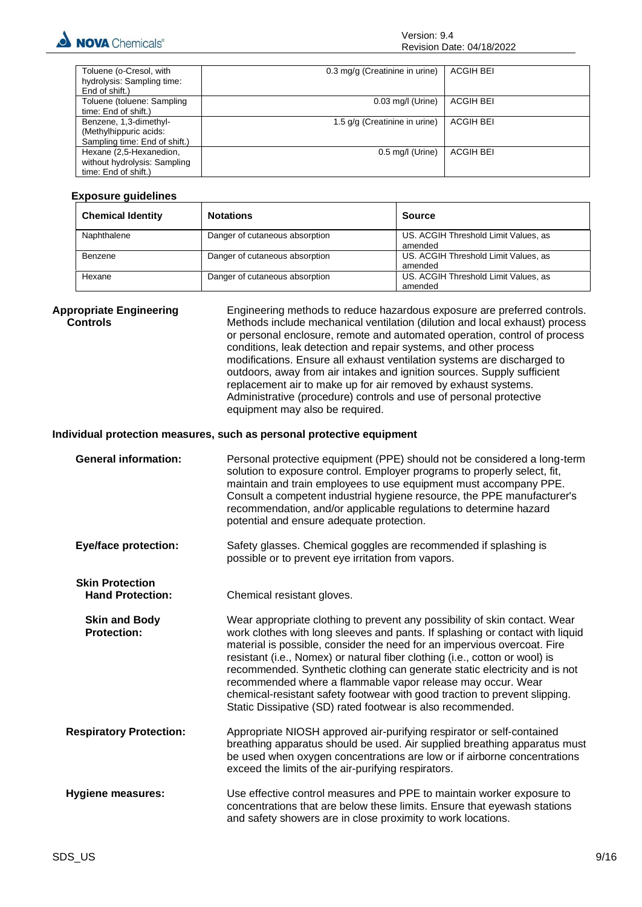| | | |
|---|---|---|
| Toluene (o-Cresol, with hydrolysis: Sampling time: End of shift.) | 0.3 mg/g (Creatinine in urine) | ACGIH BEI |
| Toluene (toluene: Sampling time: End of shift.) | 0.03 mg/l (Urine) | ACGIH BEI |
| Benzene, 1,3-dimethyl- (Methylhippuric acids: Sampling time: End of shift.) | 1.5 g/g (Creatinine in urine) | ACGIH BEI |
| Hexane (2,5-Hexanedion, without hydrolysis: Sampling time: End of shift.) | 0.5 mg/l (Urine) | ACGIH BEI |

**Exposure guidelines**

| Chemical Identity | Notations | Source |
|---|---|---|
| Naphthalene | Danger of cutaneous absorption | US. ACGIH Threshold Limit Values, as amended |
| Benzene | Danger of cutaneous absorption | US. ACGIH Threshold Limit Values, as amended |
| Hexane | Danger of cutaneous absorption | US. ACGIH Threshold Limit Values, as amended |

**Appropriate Engineering Controls**

Engineering methods to reduce hazardous exposure are preferred controls. Methods include mechanical ventilation (dilution and local exhaust) process or personal enclosure, remote and automated operation, control of process conditions, leak detection and repair systems, and other process modifications. Ensure all exhaust ventilation systems are discharged to outdoors, away from air intakes and ignition sources. Supply sufficient replacement air to make up for air removed by exhaust systems. Administrative (procedure) controls and use of personal protective equipment may also be required.

**Individual protection measures, such as personal protective equipment**

**General information:** Personal protective equipment (PPE) should not be considered a long-term solution to exposure control. Employer programs to properly select, fit, maintain and train employees to use equipment must accompany PPE. Consult a competent industrial hygiene resource, the PPE manufacturer's recommendation, and/or applicable regulations to determine hazard potential and ensure adequate protection.

**Eye/face protection:** Safety glasses. Chemical goggles are recommended if splashing is possible or to prevent eye irritation from vapors.

**Skin Protection**

**Hand Protection:** Chemical resistant gloves.

**Skin and Body Protection:** Wear appropriate clothing to prevent any possibility of skin contact. Wear work clothes with long sleeves and pants. If splashing or contact with liquid material is possible, consider the need for an impervious overcoat. Fire resistant (i.e., Nomex) or natural fiber clothing (i.e., cotton or wool) is recommended. Synthetic clothing can generate static electricity and is not recommended where a flammable vapor release may occur. Wear chemical-resistant safety footwear with good traction to prevent slipping. Static Dissipative (SD) rated footwear is also recommended.

**Respiratory Protection:** Appropriate NIOSH approved air-purifying respirator or self-contained breathing apparatus should be used. Air supplied breathing apparatus must be used when oxygen concentrations are low or if airborne concentrations exceed the limits of the air-purifying respirators.

**Hygiene measures:** Use effective control measures and PPE to maintain worker exposure to concentrations that are below these limits. Ensure that eyewash stations and safety showers are in close proximity to work locations.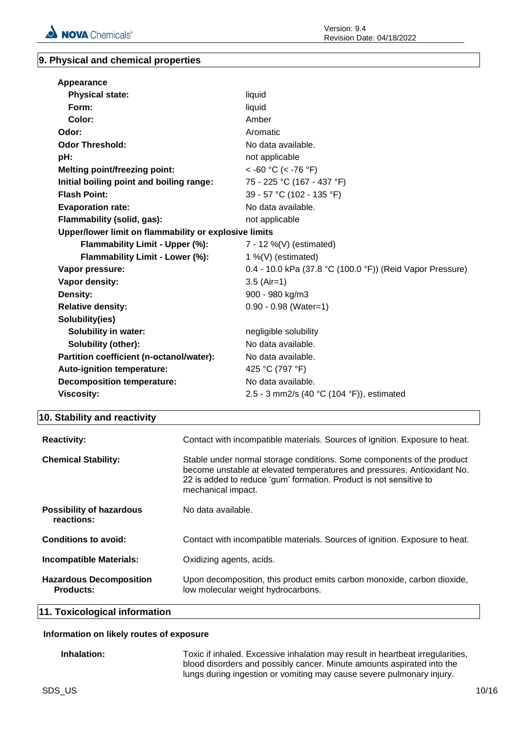## 9. Physical and chemical properties

| | |
|---|---|
| **Appearance** | |
| **Physical state:** | liquid |
| **Form:** | liquid |
| **Color:** | Amber |
| **Odor:** | Aromatic |
| **Odor Threshold:** | No data available. |
| **pH:** | not applicable |
| **Melting point/freezing point:** | < -60 °C (< -76 °F) |
| **Initial boiling point and boiling range:** | 75 - 225 °C (167 - 437 °F) |
| **Flash Point:** | 39 - 57 °C (102 - 135 °F) |
| **Evaporation rate:** | No data available. |
| **Flammability (solid, gas):** | not applicable |
| **Upper/lower limit on flammability or explosive limits** | |
| **Flammability Limit - Upper (%):** | 7 - 12 %(V) (estimated) |
| **Flammability Limit - Lower (%):** | 1 %(V) (estimated) |
| **Vapor pressure:** | 0.4 - 10.0 kPa (37.8 °C (100.0 °F)) (Reid Vapor Pressure) |
| **Vapor density:** | 3.5 (Air=1) |
| **Density:** | 900 - 980 kg/m3 |
| **Relative density:** | 0.90 - 0.98 (Water=1) |
| **Solubility(ies)** | |
| **Solubility in water:** | negligible solubility |
| **Solubility (other):** | No data available. |
| **Partition coefficient (n-octanol/water):** | No data available. |
| **Auto-ignition temperature:** | 425 °C (797 °F) |
| **Decomposition temperature:** | No data available. |
| **Viscosity:** | 2.5 - 3 mm2/s (40 °C (104 °F)), estimated |

## 10. Stability and reactivity

| | |
|---|---|
| **Reactivity:** | Contact with incompatible materials. Sources of ignition. Exposure to heat. |
| **Chemical Stability:** | Stable under normal storage conditions. Some components of the product become unstable at elevated temperatures and pressures. Antioxidant No. 22 is added to reduce 'gum' formation. Product is not sensitive to mechanical impact. |
| **Possibility of hazardous reactions:** | No data available. |
| **Conditions to avoid:** | Contact with incompatible materials. Sources of ignition. Exposure to heat. |
| **Incompatible Materials:** | Oxidizing agents, acids. |
| **Hazardous Decomposition Products:** | Upon decomposition, this product emits carbon monoxide, carbon dioxide, low molecular weight hydrocarbons. |

## 11. Toxicological information

### Information on likely routes of exposure

**Inhalation:** Toxic if inhaled. Excessive inhalation may result in heartbeat irregularities, blood disorders and possibly cancer. Minute amounts aspirated into the lungs during ingestion or vomiting may cause severe pulmonary injury.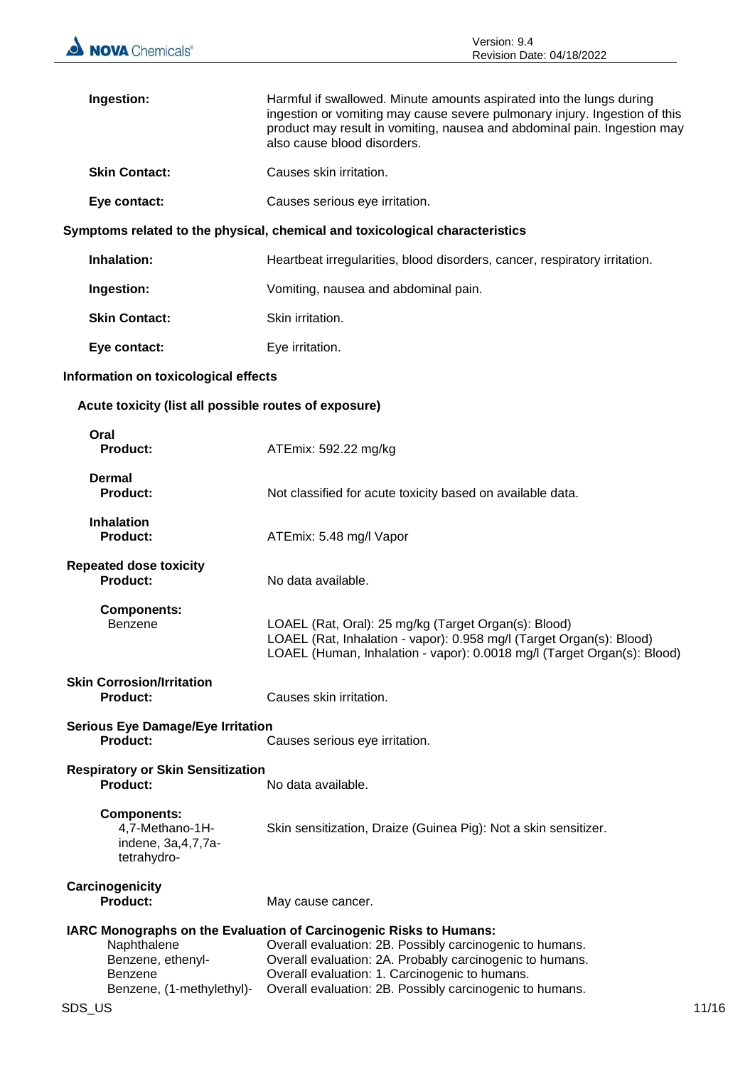**Ingestion:** Harmful if swallowed. Minute amounts aspirated into the lungs during ingestion or vomiting may cause severe pulmonary injury. Ingestion of this product may result in vomiting, nausea and abdominal pain. Ingestion may also cause blood disorders.

**Skin Contact:** Causes skin irritation.

**Eye contact:** Causes serious eye irritation.

**Symptoms related to the physical, chemical and toxicological characteristics**

**Inhalation:** Heartbeat irregularities, blood disorders, cancer, respiratory irritation.

**Ingestion:** Vomiting, nausea and abdominal pain.

**Skin Contact:** Skin irritation.

**Eye contact:** Eye irritation.

**Information on toxicological effects**

**Acute toxicity (list all possible routes of exposure)**

**Oral**
**Product:** ATEmix: 592.22 mg/kg

**Dermal**
**Product:** Not classified for acute toxicity based on available data.

**Inhalation**
**Product:** ATEmix: 5.48 mg/l Vapor

**Repeated dose toxicity**
**Product:** No data available.

**Components:**
Benzene
LOAEL (Rat, Oral): 25 mg/kg (Target Organ(s): Blood)
LOAEL (Rat, Inhalation - vapor): 0.958 mg/l (Target Organ(s): Blood)
LOAEL (Human, Inhalation - vapor): 0.0018 mg/l (Target Organ(s): Blood)

**Skin Corrosion/Irritation**
**Product:** Causes skin irritation.

**Serious Eye Damage/Eye Irritation**
**Product:** Causes serious eye irritation.

**Respiratory or Skin Sensitization**
**Product:** No data available.

**Components:**
4,7-Methano-1H-indene, 3a,4,7,7a-tetrahydro-
Skin sensitization, Draize (Guinea Pig): Not a skin sensitizer.

**Carcinogenicity**
**Product:** May cause cancer.

**IARC Monographs on the Evaluation of Carcinogenic Risks to Humans:**

| | |
|---|---|
| Naphthalene | Overall evaluation: 2B. Possibly carcinogenic to humans. |
| Benzene, ethenyl- | Overall evaluation: 2A. Probably carcinogenic to humans. |
| Benzene | Overall evaluation: 1. Carcinogenic to humans. |
| Benzene, (1-methylethyl)- | Overall evaluation: 2B. Possibly carcinogenic to humans. |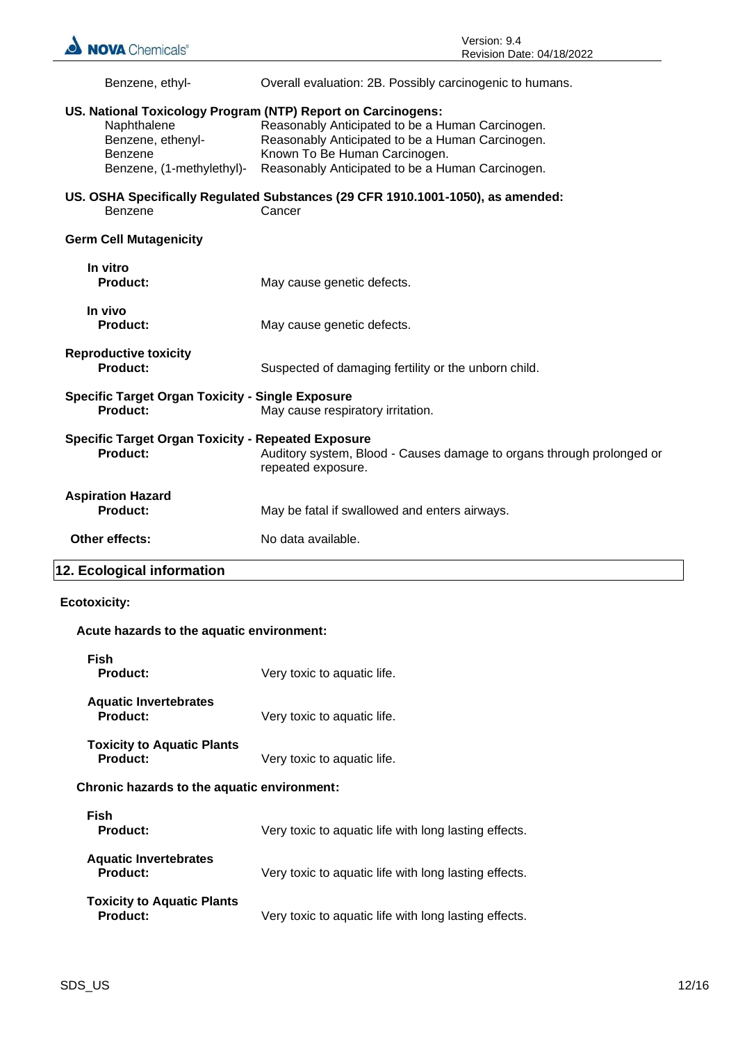| | |
|---|---|
| Benzene, ethyl- | Overall evaluation: 2B. Possibly carcinogenic to humans. |

**US. National Toxicology Program (NTP) Report on Carcinogens:**

| | |
|---|---|
| Naphthalene | Reasonably Anticipated to be a Human Carcinogen. |
| Benzene, ethenyl- | Reasonably Anticipated to be a Human Carcinogen. |
| Benzene | Known To Be Human Carcinogen. |
| Benzene, (1-methylethyl)- | Reasonably Anticipated to be a Human Carcinogen. |

**US. OSHA Specifically Regulated Substances (29 CFR 1910.1001-1050), as amended:**

| | |
|---|---|
| Benzene | Cancer |

**Germ Cell Mutagenicity**

**In vitro**
**Product:** May cause genetic defects.

**In vivo**
**Product:** May cause genetic defects.

**Reproductive toxicity**
**Product:** Suspected of damaging fertility or the unborn child.

**Specific Target Organ Toxicity - Single Exposure**
**Product:** May cause respiratory irritation.

**Specific Target Organ Toxicity - Repeated Exposure**
**Product:** Auditory system, Blood - Causes damage to organs through prolonged or repeated exposure.

**Aspiration Hazard**
**Product:** May be fatal if swallowed and enters airways.

**Other effects:** No data available.

## 12. Ecological information

**Ecotoxicity:**

**Acute hazards to the aquatic environment:**

**Fish**
**Product:** Very toxic to aquatic life.

**Aquatic Invertebrates**
**Product:** Very toxic to aquatic life.

**Toxicity to Aquatic Plants**
**Product:** Very toxic to aquatic life.

**Chronic hazards to the aquatic environment:**

**Fish**
**Product:** Very toxic to aquatic life with long lasting effects.

**Aquatic Invertebrates**
**Product:** Very toxic to aquatic life with long lasting effects.

**Toxicity to Aquatic Plants**
**Product:** Very toxic to aquatic life with long lasting effects.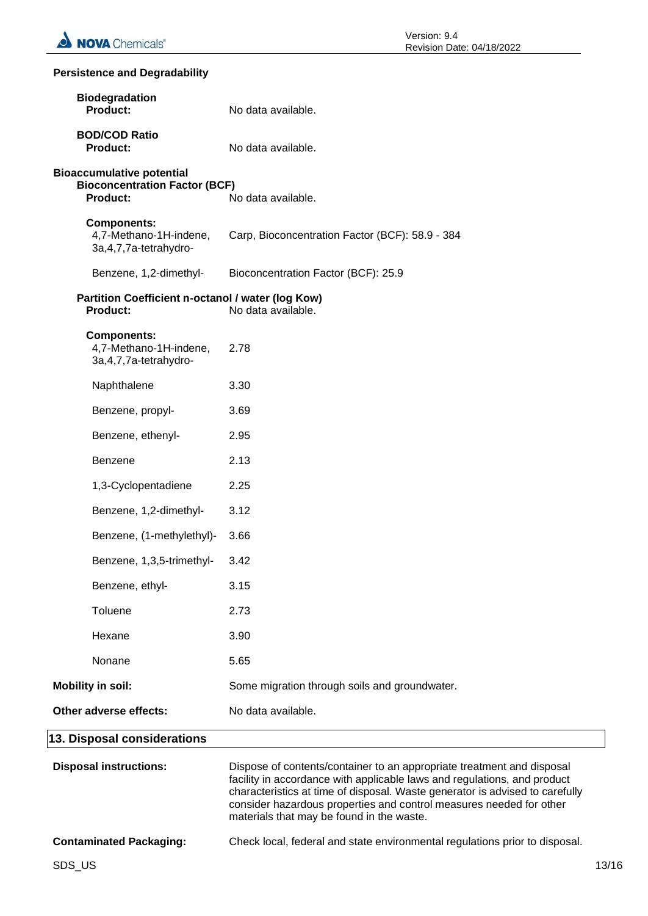**Persistence and Degradability**

**Biodegradation**
**Product:** No data available.

**BOD/COD Ratio**
**Product:** No data available.

**Bioaccumulative potential**
**Bioconcentration Factor (BCF)**
**Product:** No data available.

**Components:**

| | |
|---|---|
| 4,7-Methano-1H-indene, 3a,4,7,7a-tetrahydro- | Carp, Bioconcentration Factor (BCF): 58.9 - 384 |
| Benzene, 1,2-dimethyl- | Bioconcentration Factor (BCF): 25.9 |

**Partition Coefficient n-octanol / water (log Kow)**
**Product:** No data available.

**Components:**

| | |
|---|---|
| 4,7-Methano-1H-indene, 3a,4,7,7a-tetrahydro- | 2.78 |
| Naphthalene | 3.30 |
| Benzene, propyl- | 3.69 |
| Benzene, ethenyl- | 2.95 |
| Benzene | 2.13 |
| 1,3-Cyclopentadiene | 2.25 |
| Benzene, 1,2-dimethyl- | 3.12 |
| Benzene, (1-methylethyl)- | 3.66 |
| Benzene, 1,3,5-trimethyl- | 3.42 |
| Benzene, ethyl- | 3.15 |
| Toluene | 2.73 |
| Hexane | 3.90 |
| Nonane | 5.65 |

**Mobility in soil:** Some migration through soils and groundwater.

**Other adverse effects:** No data available.

## 13. Disposal considerations

**Disposal instructions:** Dispose of contents/container to an appropriate treatment and disposal facility in accordance with applicable laws and regulations, and product characteristics at time of disposal. Waste generator is advised to carefully consider hazardous properties and control measures needed for other materials that may be found in the waste.

**Contaminated Packaging:** Check local, federal and state environmental regulations prior to disposal.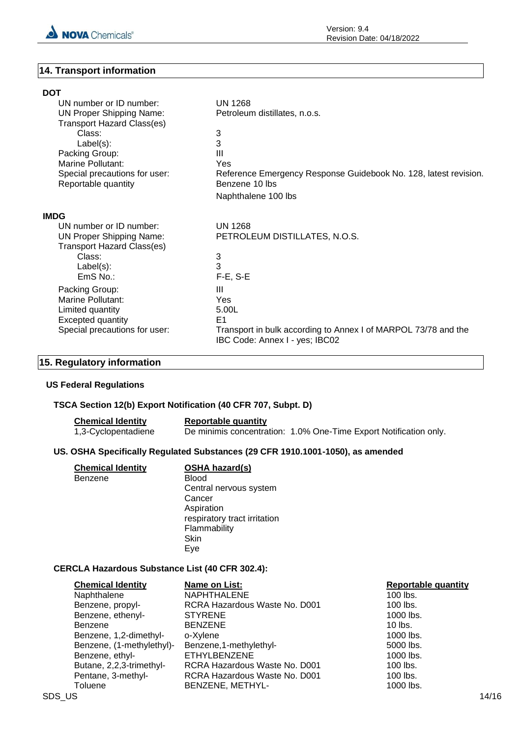## 14. Transport information

### DOT

| | |
|---|---|
| UN number or ID number: | UN 1268 |
| UN Proper Shipping Name: | Petroleum distillates, n.o.s. |
| Transport Hazard Class(es) | |
| Class: | 3 |
| Label(s): | 3 |
| Packing Group: | III |
| Marine Pollutant: | Yes |
| Special precautions for user: | Reference Emergency Response Guidebook No. 128, latest revision. |
| Reportable quantity | Benzene 10 lbs<br>Naphthalene 100 lbs |

### IMDG

| | |
|---|---|
| UN number or ID number: | UN 1268 |
| UN Proper Shipping Name: | PETROLEUM DISTILLATES, N.O.S. |
| Transport Hazard Class(es) | |
| Class: | 3 |
| Label(s): | 3 |
| EmS No.: | F-E, S-E |
| Packing Group: | III |
| Marine Pollutant: | Yes |
| Limited quantity | 5.00L |
| Excepted quantity | E1 |
| Special precautions for user: | Transport in bulk according to Annex I of MARPOL 73/78 and the IBC Code: Annex I - yes; IBC02 |

## 15. Regulatory information

### US Federal Regulations

#### TSCA Section 12(b) Export Notification (40 CFR 707, Subpt. D)

| Chemical Identity | Reportable quantity |
|---|---|
| 1,3-Cyclopentadiene | De minimis concentration: 1.0% One-Time Export Notification only. |

#### US. OSHA Specifically Regulated Substances (29 CFR 1910.1001-1050), as amended

| Chemical Identity | OSHA hazard(s) |
|---|---|
| Benzene | Blood<br>Central nervous system<br>Cancer<br>Aspiration<br>respiratory tract irritation<br>Flammability<br>Skin<br>Eye |

#### CERCLA Hazardous Substance List (40 CFR 302.4):

| Chemical Identity | Name on List: | Reportable quantity |
|---|---|---|
| Naphthalene | NAPHTHALENE | 100 lbs. |
| Benzene, propyl- | RCRA Hazardous Waste No. D001 | 100 lbs. |
| Benzene, ethenyl- | STYRENE | 1000 lbs. |
| Benzene | BENZENE | 10 lbs. |
| Benzene, 1,2-dimethyl- | o-Xylene | 1000 lbs. |
| Benzene, (1-methylethyl)- | Benzene,1-methylethyl- | 5000 lbs. |
| Benzene, ethyl- | ETHYLBENZENE | 1000 lbs. |
| Butane, 2,2,3-trimethyl- | RCRA Hazardous Waste No. D001 | 100 lbs. |
| Pentane, 3-methyl- | RCRA Hazardous Waste No. D001 | 100 lbs. |
| Toluene | BENZENE, METHYL- | 1000 lbs. |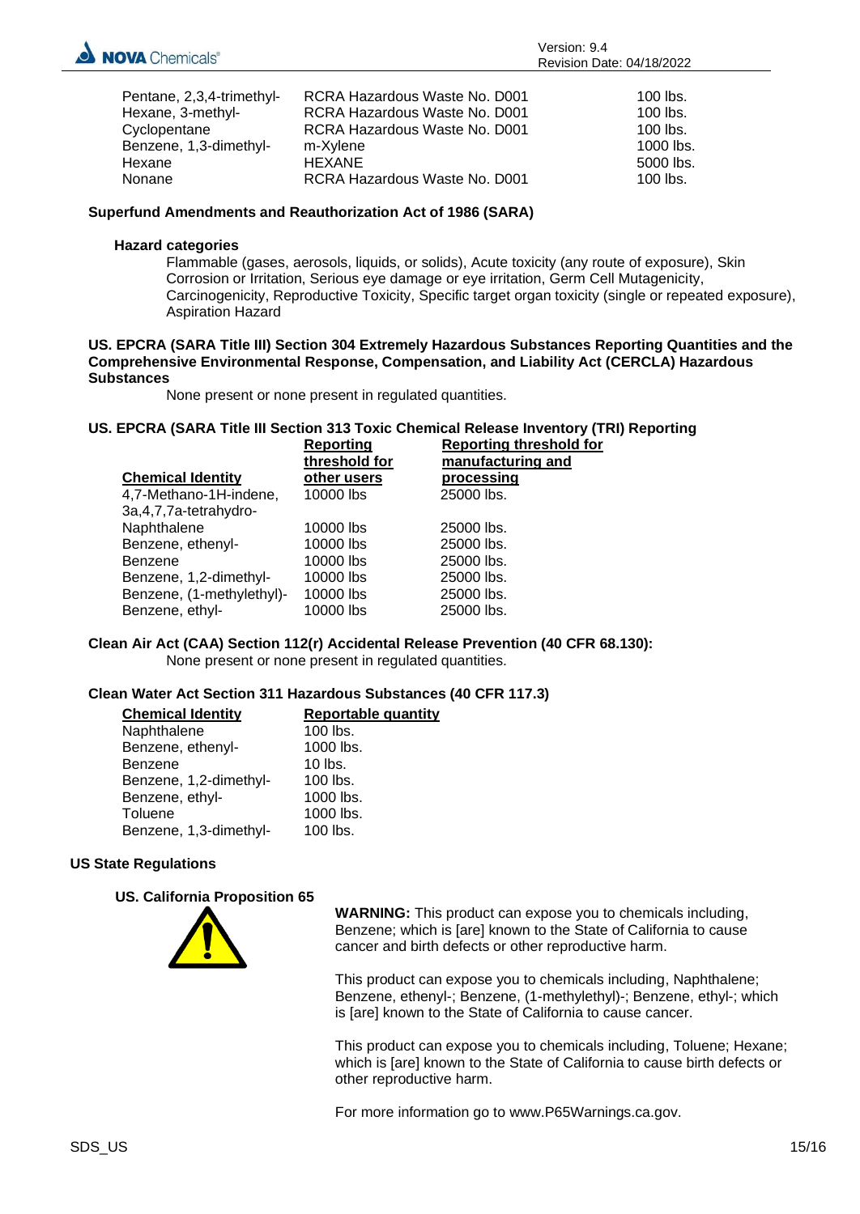| | | |
|---|---|---|
| Pentane, 2,3,4-trimethyl- | RCRA Hazardous Waste No. D001 | 100 lbs. |
| Hexane, 3-methyl- | RCRA Hazardous Waste No. D001 | 100 lbs. |
| Cyclopentane | RCRA Hazardous Waste No. D001 | 100 lbs. |
| Benzene, 1,3-dimethyl- | m-Xylene | 1000 lbs. |
| Hexane | HEXANE | 5000 lbs. |
| Nonane | RCRA Hazardous Waste No. D001 | 100 lbs. |

**Superfund Amendments and Reauthorization Act of 1986 (SARA)**

**Hazard categories**

Flammable (gases, aerosols, liquids, or solids), Acute toxicity (any route of exposure), Skin Corrosion or Irritation, Serious eye damage or eye irritation, Germ Cell Mutagenicity, Carcinogenicity, Reproductive Toxicity, Specific target organ toxicity (single or repeated exposure), Aspiration Hazard

**US. EPCRA (SARA Title III) Section 304 Extremely Hazardous Substances Reporting Quantities and the Comprehensive Environmental Response, Compensation, and Liability Act (CERCLA) Hazardous Substances**

None present or none present in regulated quantities.

**US. EPCRA (SARA Title III Section 313 Toxic Chemical Release Inventory (TRI) Reporting**

| Chemical Identity | Reporting threshold for other users | Reporting threshold for manufacturing and processing |
|---|---|---|
| 4,7-Methano-1H-indene, 3a,4,7,7a-tetrahydro- | 10000 lbs | 25000 lbs. |
| Naphthalene | 10000 lbs | 25000 lbs. |
| Benzene, ethenyl- | 10000 lbs | 25000 lbs. |
| Benzene | 10000 lbs | 25000 lbs. |
| Benzene, 1,2-dimethyl- | 10000 lbs | 25000 lbs. |
| Benzene, (1-methylethyl)- | 10000 lbs | 25000 lbs. |
| Benzene, ethyl- | 10000 lbs | 25000 lbs. |

**Clean Air Act (CAA) Section 112(r) Accidental Release Prevention (40 CFR 68.130):**

None present or none present in regulated quantities.

**Clean Water Act Section 311 Hazardous Substances (40 CFR 117.3)**

| Chemical Identity | Reportable quantity |
|---|---|
| Naphthalene | 100 lbs. |
| Benzene, ethenyl- | 1000 lbs. |
| Benzene | 10 lbs. |
| Benzene, 1,2-dimethyl- | 100 lbs. |
| Benzene, ethyl- | 1000 lbs. |
| Toluene | 1000 lbs. |
| Benzene, 1,3-dimethyl- | 100 lbs. |

**US State Regulations**

**US. California Proposition 65**

**WARNING:** This product can expose you to chemicals including, Benzene; which is [are] known to the State of California to cause cancer and birth defects or other reproductive harm.

This product can expose you to chemicals including, Naphthalene; Benzene, ethenyl-; Benzene, (1-methylethyl)-; Benzene, ethyl-; which is [are] known to the State of California to cause cancer.

This product can expose you to chemicals including, Toluene; Hexane; which is [are] known to the State of California to cause birth defects or other reproductive harm.

For more information go to www.P65Warnings.ca.gov.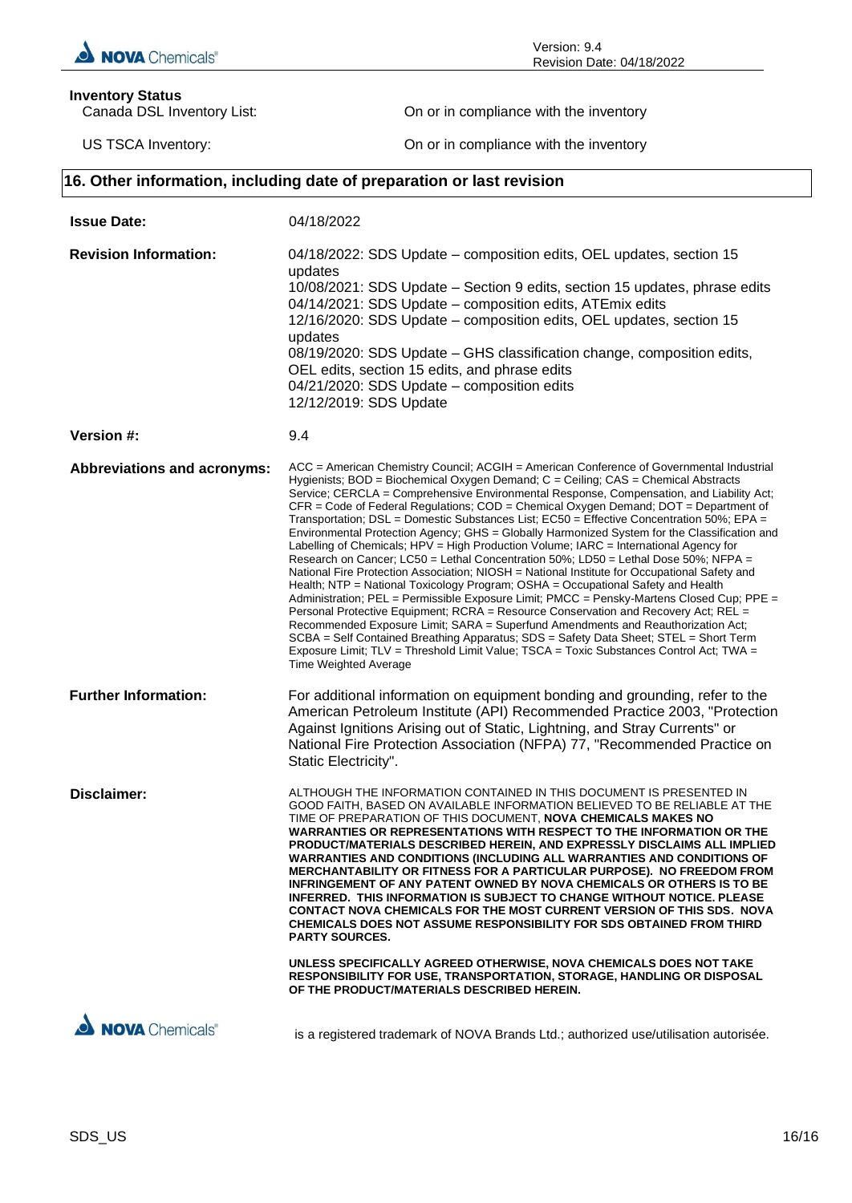**Inventory Status**

Canada DSL Inventory List: On or in compliance with the inventory

US TSCA Inventory: On or in compliance with the inventory

## 16. Other information, including date of preparation or last revision

**Issue Date:** 04/18/2022

**Revision Information:**
04/18/2022: SDS Update – composition edits, OEL updates, section 15 updates
10/08/2021: SDS Update – Section 9 edits, section 15 updates, phrase edits
04/14/2021: SDS Update – composition edits, ATEmix edits
12/16/2020: SDS Update – composition edits, OEL updates, section 15 updates
08/19/2020: SDS Update – GHS classification change, composition edits, OEL edits, section 15 edits, and phrase edits
04/21/2020: SDS Update – composition edits
12/12/2019: SDS Update

**Version #:** 9.4

**Abbreviations and acronyms:** ACC = American Chemistry Council; ACGIH = American Conference of Governmental Industrial Hygienists; BOD = Biochemical Oxygen Demand; C = Ceiling; CAS = Chemical Abstracts Service; CERCLA = Comprehensive Environmental Response, Compensation, and Liability Act; CFR = Code of Federal Regulations; COD = Chemical Oxygen Demand; DOT = Department of Transportation; DSL = Domestic Substances List; EC50 = Effective Concentration 50%; EPA = Environmental Protection Agency; GHS = Globally Harmonized System for the Classification and Labelling of Chemicals; HPV = High Production Volume; IARC = International Agency for Research on Cancer; LC50 = Lethal Concentration 50%; LD50 = Lethal Dose 50%; NFPA = National Fire Protection Association; NIOSH = National Institute for Occupational Safety and Health; NTP = National Toxicology Program; OSHA = Occupational Safety and Health Administration; PEL = Permissible Exposure Limit; PMCC = Pensky-Martens Closed Cup; PPE = Personal Protective Equipment; RCRA = Resource Conservation and Recovery Act; REL = Recommended Exposure Limit; SARA = Superfund Amendments and Reauthorization Act; SCBA = Self Contained Breathing Apparatus; SDS = Safety Data Sheet; STEL = Short Term Exposure Limit; TLV = Threshold Limit Value; TSCA = Toxic Substances Control Act; TWA = Time Weighted Average

**Further Information:** For additional information on equipment bonding and grounding, refer to the American Petroleum Institute (API) Recommended Practice 2003, "Protection Against Ignitions Arising out of Static, Lightning, and Stray Currents" or National Fire Protection Association (NFPA) 77, "Recommended Practice on Static Electricity".

**Disclaimer:** ALTHOUGH THE INFORMATION CONTAINED IN THIS DOCUMENT IS PRESENTED IN GOOD FAITH, BASED ON AVAILABLE INFORMATION BELIEVED TO BE RELIABLE AT THE TIME OF PREPARATION OF THIS DOCUMENT, **NOVA CHEMICALS MAKES NO WARRANTIES OR REPRESENTATIONS WITH RESPECT TO THE INFORMATION OR THE PRODUCT/MATERIALS DESCRIBED HEREIN, AND EXPRESSLY DISCLAIMS ALL IMPLIED WARRANTIES AND CONDITIONS (INCLUDING ALL WARRANTIES AND CONDITIONS OF MERCHANTABILITY OR FITNESS FOR A PARTICULAR PURPOSE). NO FREEDOM FROM INFRINGEMENT OF ANY PATENT OWNED BY NOVA CHEMICALS OR OTHERS IS TO BE INFERRED. THIS INFORMATION IS SUBJECT TO CHANGE WITHOUT NOTICE. PLEASE CONTACT NOVA CHEMICALS FOR THE MOST CURRENT VERSION OF THIS SDS. NOVA CHEMICALS DOES NOT ASSUME RESPONSIBILITY FOR SDS OBTAINED FROM THIRD PARTY SOURCES.**

**UNLESS SPECIFICALLY AGREED OTHERWISE, NOVA CHEMICALS DOES NOT TAKE RESPONSIBILITY FOR USE, TRANSPORTATION, STORAGE, HANDLING OR DISPOSAL OF THE PRODUCT/MATERIALS DESCRIBED HEREIN.**

NOVA Chemicals® is a registered trademark of NOVA Brands Ltd.; authorized use/utilisation autorisée.